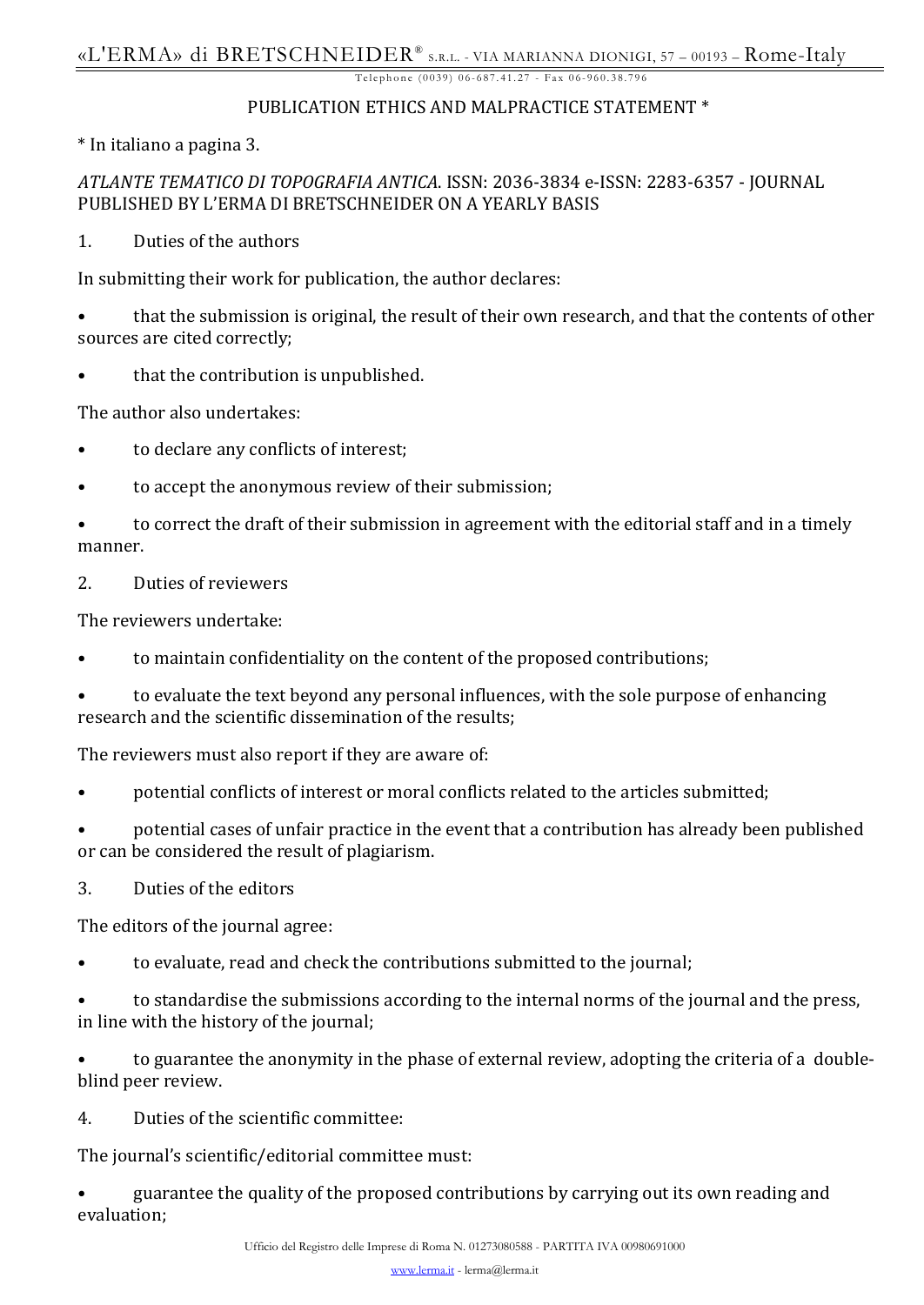# PUBLICATION ETHICS AND MALPRACTICE STATEMENT *

* In italiano a pagina 3.

*ATLANTE TEMATICO DI TOPOGRAFIA ANTICA*. ISSN: 2036-3834 e-ISSN: 2283-6357 - JOURNAL PUBLISHED BY L'ERMA DI BRETSCHNEIDER ON A YEARLY BASIS

## 1. Duties of the authors

In submitting their work for publication, the author declares:

- that the submission is original, the result of their own research, and that the contents of other sources are cited correctly;
- that the contribution is unpublished.

The author also undertakes:

- to declare any conflicts of interest;
- to accept the anonymous review of their submission;
- to correct the draft of their submission in agreement with the editorial staff and in a timely manner.

## 2. Duties of reviewers

The reviewers undertake:

- to maintain confidentiality on the content of the proposed contributions;
- to evaluate the text beyond any personal influences, with the sole purpose of enhancing research and the scientific dissemination of the results;

The reviewers must also report if they are aware of:

- potential conflicts of interest or moral conflicts related to the articles submitted;
- potential cases of unfair practice in the event that a contribution has already been published or can be considered the result of plagiarism.

## 3. Duties of the editors

The editors of the journal agree:

- to evaluate, read and check the contributions submitted to the journal;
- to standardise the submissions according to the internal norms of the journal and the press, in line with the history of the journal;
- to guarantee the anonymity in the phase of external review, adopting the criteria of a double-blind peer review.

## 4. Duties of the scientific committee:

The journal's scientific/editorial committee must:

- guarantee the quality of the proposed contributions by carrying out its own reading and evaluation;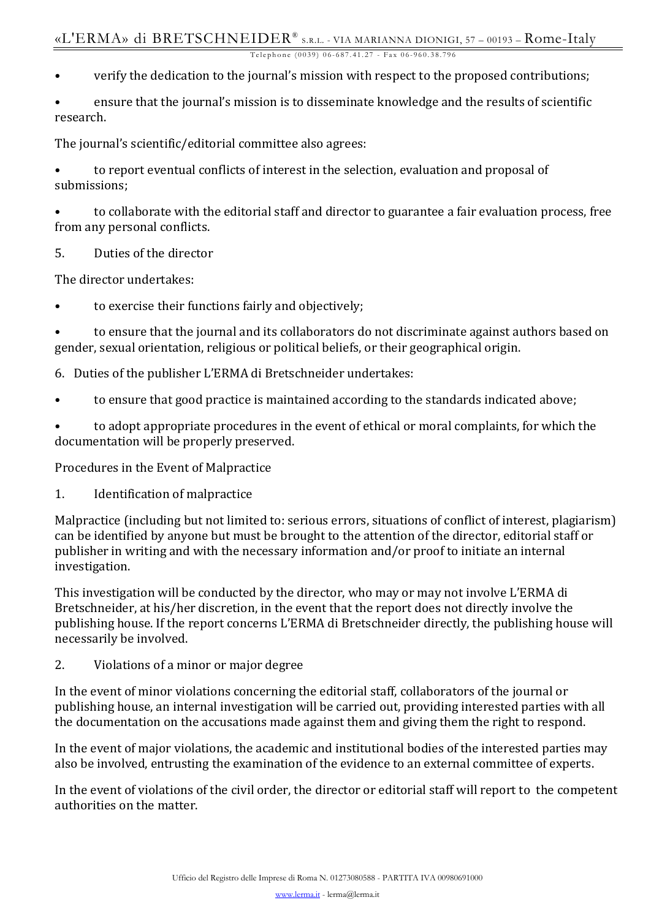- verify the dedication to the journal's mission with respect to the proposed contributions;
- ensure that the journal's mission is to disseminate knowledge and the results of scientific research.

The journal's scientific/editorial committee also agrees:

- to report eventual conflicts of interest in the selection, evaluation and proposal of submissions;
- to collaborate with the editorial staff and director to guarantee a fair evaluation process, free from any personal conflicts.

5. Duties of the director

The director undertakes:

- to exercise their functions fairly and objectively;
- to ensure that the journal and its collaborators do not discriminate against authors based on gender, sexual orientation, religious or political beliefs, or their geographical origin.

6. Duties of the publisher L'ERMA di Bretschneider undertakes:

- to ensure that good practice is maintained according to the standards indicated above;
- to adopt appropriate procedures in the event of ethical or moral complaints, for which the documentation will be properly preserved.

Procedures in the Event of Malpractice

1. Identification of malpractice

Malpractice (including but not limited to: serious errors, situations of conflict of interest, plagiarism) can be identified by anyone but must be brought to the attention of the director, editorial staff or publisher in writing and with the necessary information and/or proof to initiate an internal investigation.

This investigation will be conducted by the director, who may or may not involve L'ERMA di Bretschneider, at his/her discretion, in the event that the report does not directly involve the publishing house. If the report concerns L'ERMA di Bretschneider directly, the publishing house will necessarily be involved.

2. Violations of a minor or major degree

In the event of minor violations concerning the editorial staff, collaborators of the journal or publishing house, an internal investigation will be carried out, providing interested parties with all the documentation on the accusations made against them and giving them the right to respond.

In the event of major violations, the academic and institutional bodies of the interested parties may also be involved, entrusting the examination of the evidence to an external committee of experts.

In the event of violations of the civil order, the director or editorial staff will report to the competent authorities on the matter.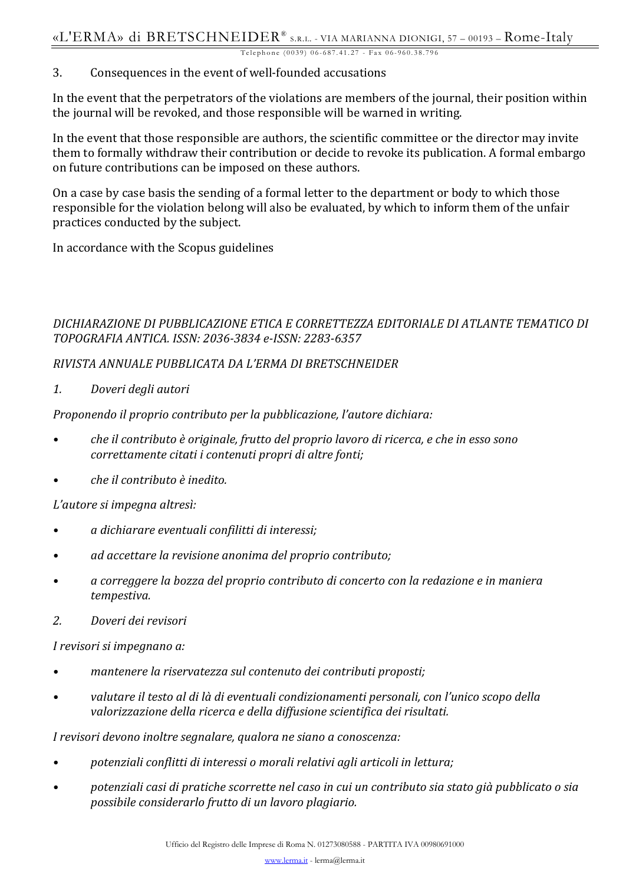3. Consequences in the event of well-founded accusations

In the event that the perpetrators of the violations are members of the journal, their position within the journal will be revoked, and those responsible will be warned in writing.

In the event that those responsible are authors, the scientific committee or the director may invite them to formally withdraw their contribution or decide to revoke its publication. A formal embargo on future contributions can be imposed on these authors.

On a case by case basis the sending of a formal letter to the department or body to which those responsible for the violation belong will also be evaluated, by which to inform them of the unfair practices conducted by the subject.

In accordance with the Scopus guidelines

*DICHIARAZIONE DI PUBBLICAZIONE ETICA E CORRETTEZZA EDITORIALE DI ATLANTE TEMATICO DI TOPOGRAFIA ANTICA. ISSN: 2036-3834 e-ISSN: 2283-6357*

*RIVISTA ANNUALE PUBBLICATA DA L'ERMA DI BRETSCHNEIDER*

*1. Doveri degli autori*

*Proponendo il proprio contributo per la pubblicazione, l'autore dichiara:*

- *che il contributo è originale, frutto del proprio lavoro di ricerca, e che in esso sono correttamente citati i contenuti propri di altre fonti;*
- *che il contributo è inedito.*

*L'autore si impegna altresì:*

- *a dichiarare eventuali confilitti di interessi;*
- *ad accettare la revisione anonima del proprio contributo;*
- *a correggere la bozza del proprio contributo di concerto con la redazione e in maniera tempestiva.*

*2. Doveri dei revisori*

*I revisori si impegnano a:*

- *mantenere la riservatezza sul contenuto dei contributi proposti;*
- *valutare il testo al di là di eventuali condizionamenti personali, con l'unico scopo della valorizzazione della ricerca e della diffusione scientifica dei risultati.*

*I revisori devono inoltre segnalare, qualora ne siano a conoscenza:*

- *potenziali conflitti di interessi o morali relativi agli articoli in lettura;*
- *potenziali casi di pratiche scorrette nel caso in cui un contributo sia stato già pubblicato o sia possibile considerarlo frutto di un lavoro plagiario.*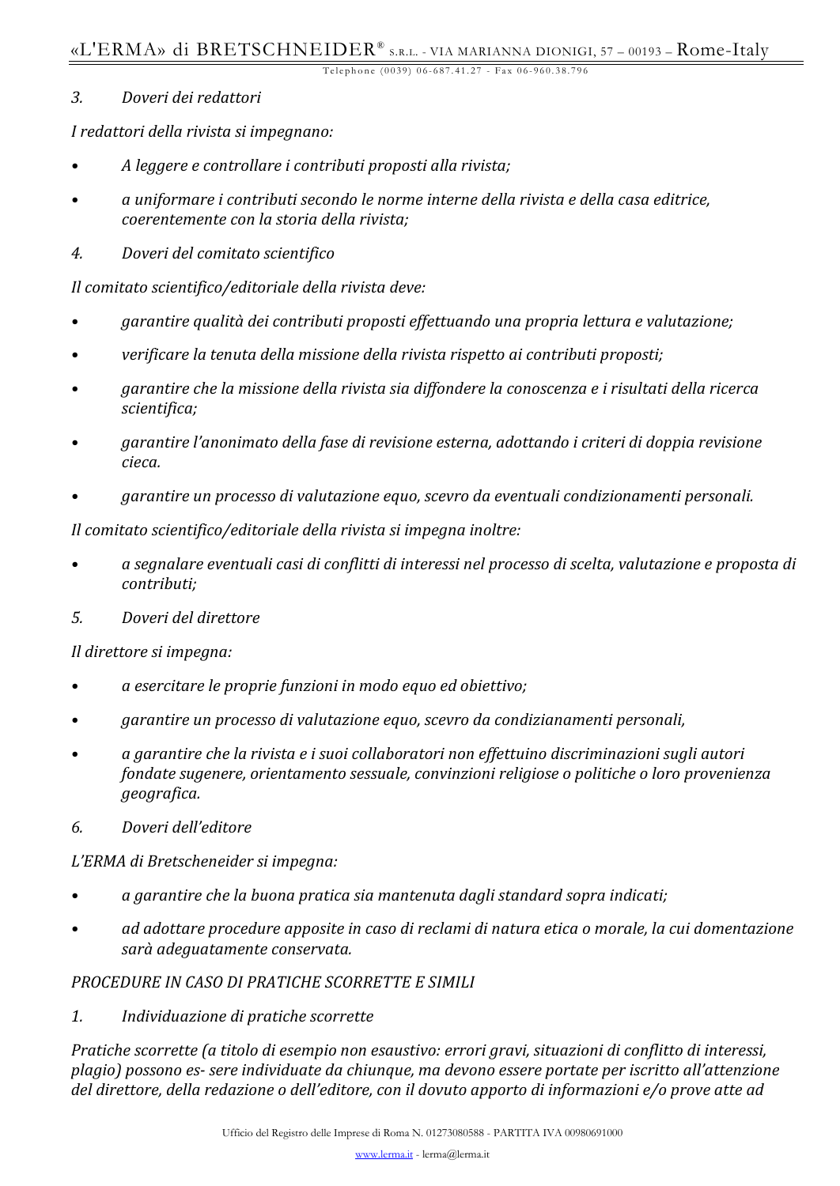*3. Doveri dei redattori*

*I redattori della rivista si impegnano:*

- *A leggere e controllare i contributi proposti alla rivista;*
- *a uniformare i contributi secondo le norme interne della rivista e della casa editrice, coerentemente con la storia della rivista;*

*4. Doveri del comitato scientifico*

*Il comitato scientifico/editoriale della rivista deve:*

- *garantire qualità dei contributi proposti effettuando una propria lettura e valutazione;*
- *verificare la tenuta della missione della rivista rispetto ai contributi proposti;*
- *garantire che la missione della rivista sia diffondere la conoscenza e i risultati della ricerca scientifica;*
- *garantire l'anonimato della fase di revisione esterna, adottando i criteri di doppia revisione cieca.*
- *garantire un processo di valutazione equo, scevro da eventuali condizionamenti personali.*

*Il comitato scientifico/editoriale della rivista si impegna inoltre:*

- *a segnalare eventuali casi di conflitti di interessi nel processo di scelta, valutazione e proposta di contributi;*

*5. Doveri del direttore*

*Il direttore si impegna:*

- *a esercitare le proprie funzioni in modo equo ed obiettivo;*
- *garantire un processo di valutazione equo, scevro da condizianamenti personali,*
- *a garantire che la rivista e i suoi collaboratori non effettuino discriminazioni sugli autori fondate sugenere, orientamento sessuale, convinzioni religiose o politiche o loro provenienza geografica.*

*6. Doveri dell'editore*

*L'ERMA di Bretscheneider si impegna:*

- *a garantire che la buona pratica sia mantenuta dagli standard sopra indicati;*
- *ad adottare procedure apposite in caso di reclami di natura etica o morale, la cui domentazione sarà adeguatamente conservata.*

*PROCEDURE IN CASO DI PRATICHE SCORRETTE E SIMILI*

*1. Individuazione di pratiche scorrette*

*Pratiche scorrette (a titolo di esempio non esaustivo: errori gravi, situazioni di conflitto di interessi, plagio) possono es- sere individuate da chiunque, ma devono essere portate per iscritto all'attenzione del direttore, della redazione o dell'editore, con il dovuto apporto di informazioni e/o prove atte ad*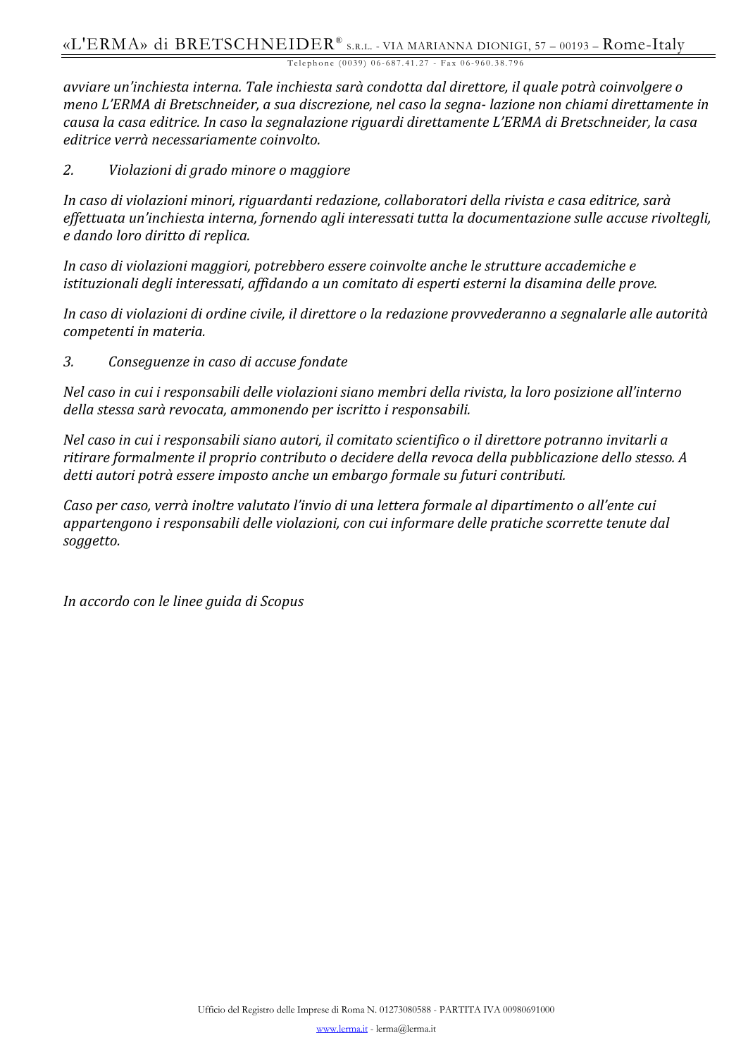*avviare un'inchiesta interna. Tale inchiesta sarà condotta dal direttore, il quale potrà coinvolgere o meno L'ERMA di Bretschneider, a sua discrezione, nel caso la segna- lazione non chiami direttamente in causa la casa editrice. In caso la segnalazione riguardi direttamente L'ERMA di Bretschneider, la casa editrice verrà necessariamente coinvolto.*

*2. Violazioni di grado minore o maggiore*

*In caso di violazioni minori, riguardanti redazione, collaboratori della rivista e casa editrice, sarà effettuata un'inchiesta interna, fornendo agli interessati tutta la documentazione sulle accuse rivoltegli, e dando loro diritto di replica.*

*In caso di violazioni maggiori, potrebbero essere coinvolte anche le strutture accademiche e istituzionali degli interessati, affidando a un comitato di esperti esterni la disamina delle prove.*

*In caso di violazioni di ordine civile, il direttore o la redazione provvederanno a segnalarle alle autorità competenti in materia.*

*3. Conseguenze in caso di accuse fondate*

*Nel caso in cui i responsabili delle violazioni siano membri della rivista, la loro posizione all'interno della stessa sarà revocata, ammonendo per iscritto i responsabili.*

*Nel caso in cui i responsabili siano autori, il comitato scientifico o il direttore potranno invitarli a ritirare formalmente il proprio contributo o decidere della revoca della pubblicazione dello stesso. A detti autori potrà essere imposto anche un embargo formale su futuri contributi.*

*Caso per caso, verrà inoltre valutato l'invio di una lettera formale al dipartimento o all'ente cui appartengono i responsabili delle violazioni, con cui informare delle pratiche scorrette tenute dal soggetto.*

*In accordo con le linee guida di Scopus*